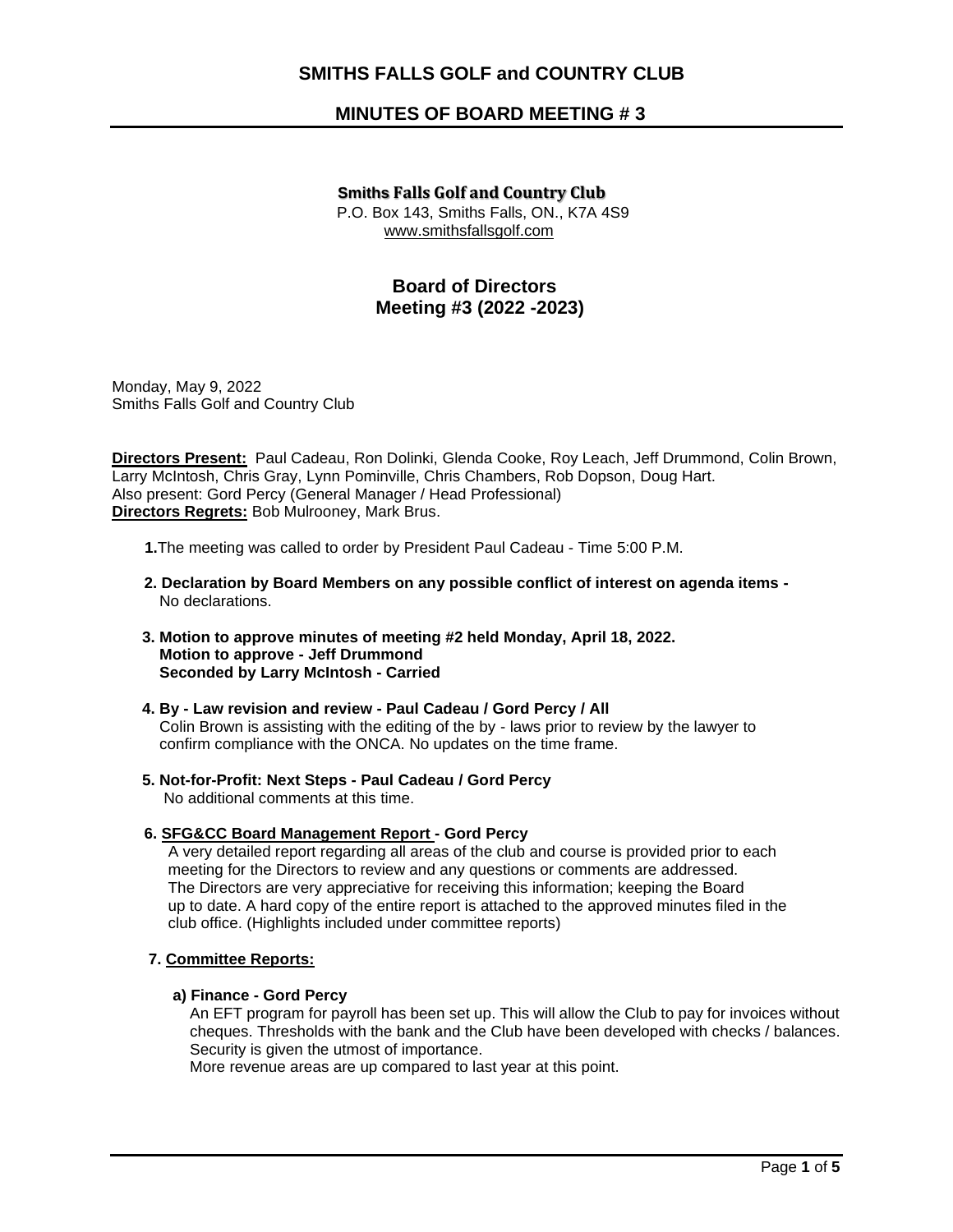# SMITHS FALLS GOLF and COUNTRY CLUB

## MINUTES OF BOARD MEETING # 3

**Smiths Falls Golf and Country Club**
P.O. Box 143, Smiths Falls, ON., K7A 4S9
www.smithsfallsgolf.com

### Board of Directors
### Meeting #3 (2022 -2023)

Monday, May 9, 2022
Smiths Falls Golf and Country Club

**Directors Present:** Paul Cadeau, Ron Dolinki, Glenda Cooke, Roy Leach, Jeff Drummond, Colin Brown, Larry McIntosh, Chris Gray, Lynn Pominville, Chris Chambers, Rob Dopson, Doug Hart.
Also present: Gord Percy (General Manager / Head Professional)
**Directors Regrets:** Bob Mulrooney, Mark Brus.

**1.** The meeting was called to order by President Paul Cadeau - Time 5:00 P.M.

**2. Declaration by Board Members on any possible conflict of interest on agenda items -**
No declarations.

**3. Motion to approve minutes of meeting #2 held Monday, April 18, 2022.**
**Motion to approve - Jeff Drummond**
**Seconded by Larry McIntosh - Carried**

**4. By - Law revision and review - Paul Cadeau / Gord Percy / All**
Colin Brown is assisting with the editing of the by - laws prior to review by the lawyer to confirm compliance with the ONCA. No updates on the time frame.

**5. Not-for-Profit: Next Steps - Paul Cadeau / Gord Percy**
No additional comments at this time.

**6. SFG&CC Board Management Report - Gord Percy**
A very detailed report regarding all areas of the club and course is provided prior to each meeting for the Directors to review and any questions or comments are addressed. The Directors are very appreciative for receiving this information; keeping the Board up to date. A hard copy of the entire report is attached to the approved minutes filed in the club office. (Highlights included under committee reports)

**7. Committee Reports:**

**a) Finance - Gord Percy**
An EFT program for payroll has been set up. This will allow the Club to pay for invoices without cheques. Thresholds with the bank and the Club have been developed with checks / balances. Security is given the utmost of importance.
More revenue areas are up compared to last year at this point.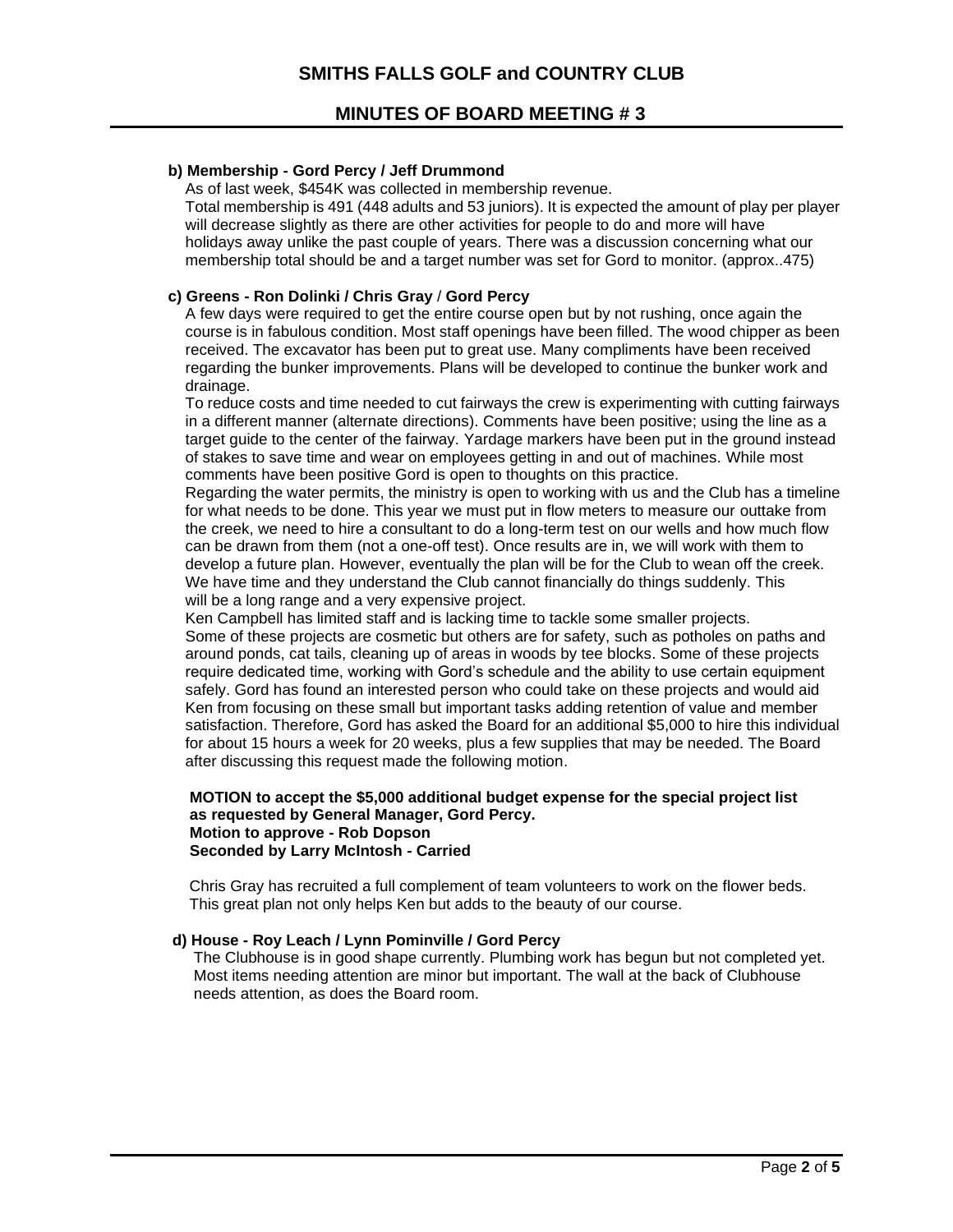**b) Membership - Gord Percy / Jeff Drummond**

As of last week, $454K was collected in membership revenue.
Total membership is 491 (448 adults and 53 juniors). It is expected the amount of play per player will decrease slightly as there are other activities for people to do and more will have holidays away unlike the past couple of years. There was a discussion concerning what our membership total should be and a target number was set for Gord to monitor. (approx..475)

**c) Greens - Ron Dolinki / Chris Gray / Gord Percy**

A few days were required to get the entire course open but by not rushing, once again the course is in fabulous condition. Most staff openings have been filled. The wood chipper as been received. The excavator has been put to great use. Many compliments have been received regarding the bunker improvements. Plans will be developed to continue the bunker work and drainage.

To reduce costs and time needed to cut fairways the crew is experimenting with cutting fairways in a different manner (alternate directions). Comments have been positive; using the line as a target guide to the center of the fairway. Yardage markers have been put in the ground instead of stakes to save time and wear on employees getting in and out of machines. While most comments have been positive Gord is open to thoughts on this practice.

Regarding the water permits, the ministry is open to working with us and the Club has a timeline for what needs to be done. This year we must put in flow meters to measure our outtake from the creek, we need to hire a consultant to do a long-term test on our wells and how much flow can be drawn from them (not a one-off test). Once results are in, we will work with them to develop a future plan. However, eventually the plan will be for the Club to wean off the creek. We have time and they understand the Club cannot financially do things suddenly. This will be a long range and a very expensive project.

Ken Campbell has limited staff and is lacking time to tackle some smaller projects.
Some of these projects are cosmetic but others are for safety, such as potholes on paths and around ponds, cat tails, cleaning up of areas in woods by tee blocks. Some of these projects require dedicated time, working with Gord's schedule and the ability to use certain equipment safely. Gord has found an interested person who could take on these projects and would aid Ken from focusing on these small but important tasks adding retention of value and member satisfaction. Therefore, Gord has asked the Board for an additional $5,000 to hire this individual for about 15 hours a week for 20 weeks, plus a few supplies that may be needed. The Board after discussing this request made the following motion.

**MOTION to accept the $5,000 additional budget expense for the special project list as requested by General Manager, Gord Percy.**
**Motion to approve - Rob Dopson**
**Seconded by Larry McIntosh - Carried**

Chris Gray has recruited a full complement of team volunteers to work on the flower beds. This great plan not only helps Ken but adds to the beauty of our course.

**d) House - Roy Leach / Lynn Pominville / Gord Percy**

The Clubhouse is in good shape currently. Plumbing work has begun but not completed yet. Most items needing attention are minor but important. The wall at the back of Clubhouse needs attention, as does the Board room.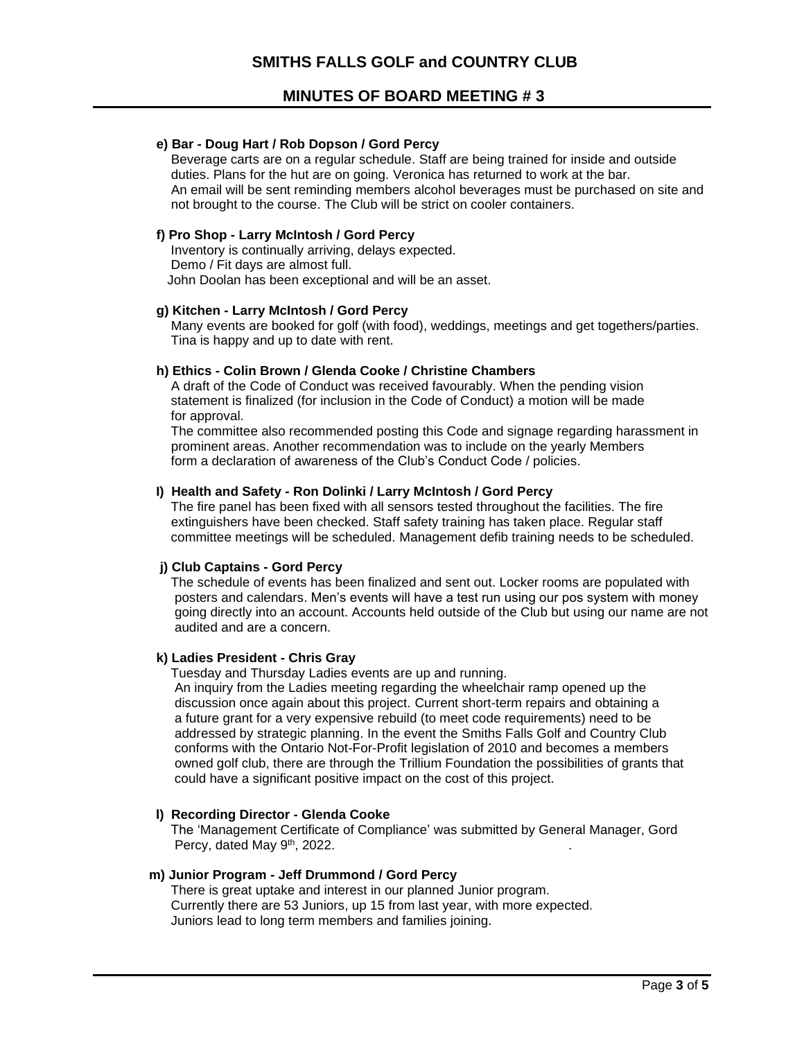**e) Bar - Doug Hart / Rob Dopson / Gord Percy**

Beverage carts are on a regular schedule. Staff are being trained for inside and outside duties. Plans for the hut are on going. Veronica has returned to work at the bar. An email will be sent reminding members alcohol beverages must be purchased on site and not brought to the course. The Club will be strict on cooler containers.

**f) Pro Shop - Larry McIntosh / Gord Percy**

Inventory is continually arriving, delays expected.
Demo / Fit days are almost full.
John Doolan has been exceptional and will be an asset.

**g) Kitchen - Larry McIntosh / Gord Percy**

Many events are booked for golf (with food), weddings, meetings and get togethers/parties. Tina is happy and up to date with rent.

**h) Ethics - Colin Brown / Glenda Cooke / Christine Chambers**

A draft of the Code of Conduct was received favourably. When the pending vision statement is finalized (for inclusion in the Code of Conduct) a motion will be made for approval.

The committee also recommended posting this Code and signage regarding harassment in prominent areas. Another recommendation was to include on the yearly Members form a declaration of awareness of the Club's Conduct Code / policies.

**I) Health and Safety - Ron Dolinki / Larry McIntosh / Gord Percy**

The fire panel has been fixed with all sensors tested throughout the facilities. The fire extinguishers have been checked. Staff safety training has taken place. Regular staff committee meetings will be scheduled. Management defib training needs to be scheduled.

**j) Club Captains - Gord Percy**

The schedule of events has been finalized and sent out. Locker rooms are populated with posters and calendars. Men's events will have a test run using our pos system with money going directly into an account. Accounts held outside of the Club but using our name are not audited and are a concern.

**k) Ladies President - Chris Gray**

Tuesday and Thursday Ladies events are up and running.

An inquiry from the Ladies meeting regarding the wheelchair ramp opened up the discussion once again about this project. Current short-term repairs and obtaining a a future grant for a very expensive rebuild (to meet code requirements) need to be addressed by strategic planning. In the event the Smiths Falls Golf and Country Club conforms with the Ontario Not-For-Profit legislation of 2010 and becomes a members owned golf club, there are through the Trillium Foundation the possibilities of grants that could have a significant positive impact on the cost of this project.

**l) Recording Director - Glenda Cooke**

The 'Management Certificate of Compliance' was submitted by General Manager, Gord Percy, dated May 9th, 2022.

**m) Junior Program - Jeff Drummond / Gord Percy**

There is great uptake and interest in our planned Junior program.
Currently there are 53 Juniors, up 15 from last year, with more expected.
Juniors lead to long term members and families joining.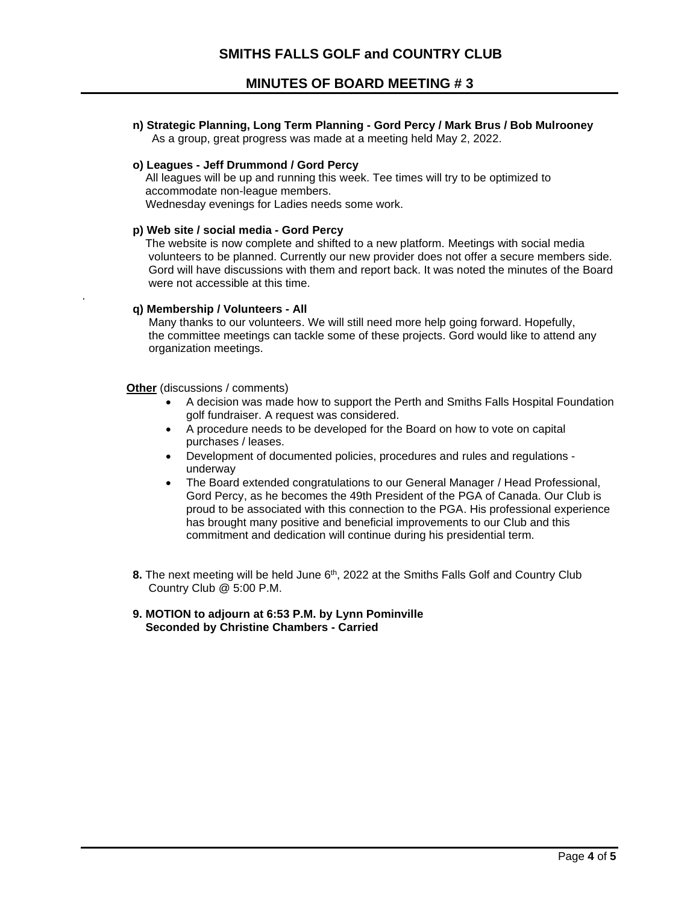**n) Strategic Planning, Long Term Planning - Gord Percy / Mark Brus / Bob Mulrooney**
As a group, great progress was made at a meeting held May 2, 2022.

**o) Leagues - Jeff Drummond / Gord Percy**
All leagues will be up and running this week. Tee times will try to be optimized to accommodate non-league members.
Wednesday evenings for Ladies needs some work.

**p) Web site / social media - Gord Percy**
The website is now complete and shifted to a new platform. Meetings with social media volunteers to be planned. Currently our new provider does not offer a secure members side. Gord will have discussions with them and report back. It was noted the minutes of the Board were not accessible at this time.

**q) Membership / Volunteers - All**
Many thanks to our volunteers. We will still need more help going forward. Hopefully, the committee meetings can tackle some of these projects. Gord would like to attend any organization meetings.

**Other** (discussions / comments)

- A decision was made how to support the Perth and Smiths Falls Hospital Foundation golf fundraiser. A request was considered.
- A procedure needs to be developed for the Board on how to vote on capital purchases / leases.
- Development of documented policies, procedures and rules and regulations - underway
- The Board extended congratulations to our General Manager / Head Professional, Gord Percy, as he becomes the 49th President of the PGA of Canada. Our Club is proud to be associated with this connection to the PGA. His professional experience has brought many positive and beneficial improvements to our Club and this commitment and dedication will continue during his presidential term.

**8.** The next meeting will be held June 6th, 2022 at the Smiths Falls Golf and Country Club Country Club @ 5:00 P.M.

**9. MOTION to adjourn at 6:53 P.M. by Lynn Pominville**
**Seconded by Christine Chambers - Carried**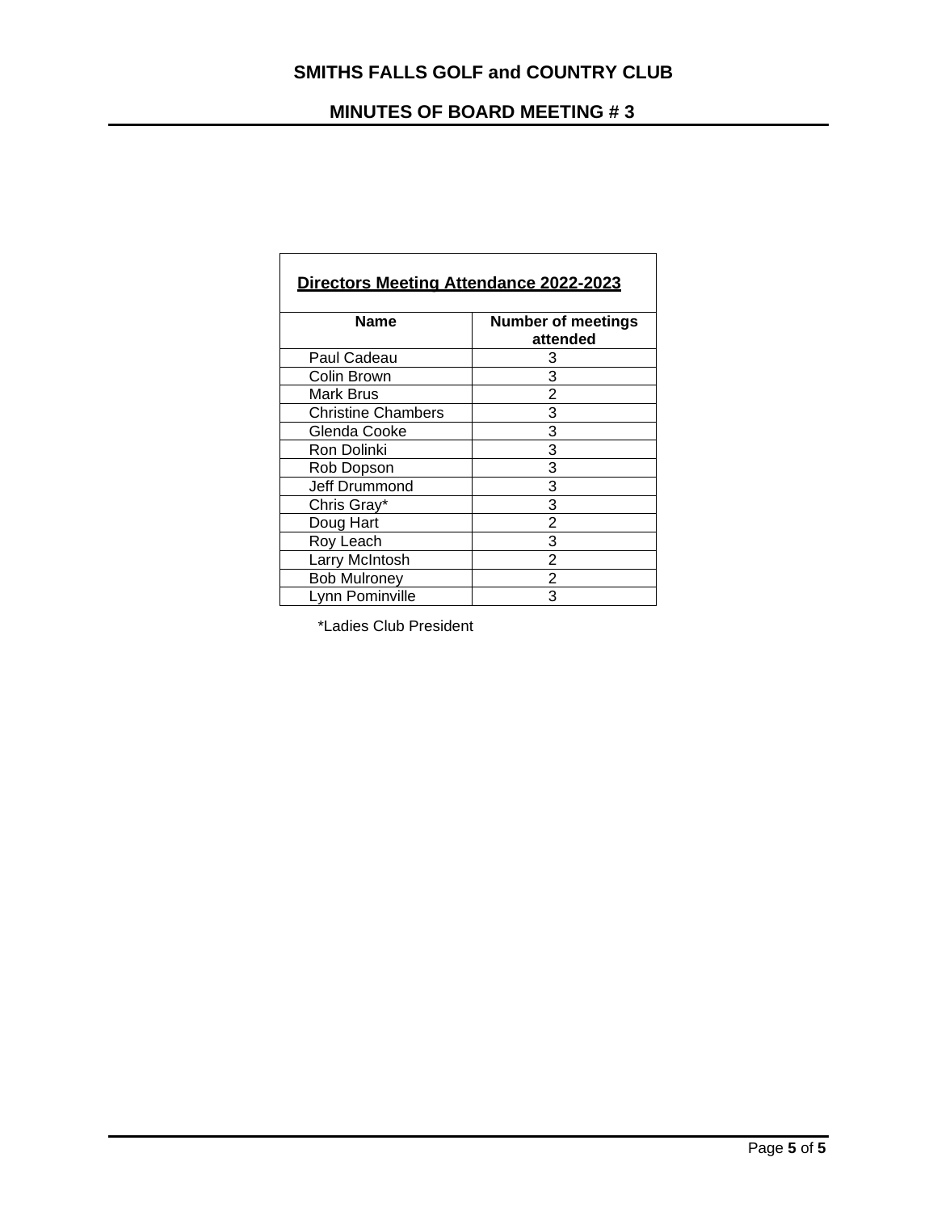| **Directors Meeting Attendance 2022-2023** | |
|---|---|
| **Name** | **Number of meetings attended** |
| Paul Cadeau | 3 |
| Colin Brown | 3 |
| Mark Brus | 2 |
| Christine Chambers | 3 |
| Glenda Cooke | 3 |
| Ron Dolinki | 3 |
| Rob Dopson | 3 |
| Jeff Drummond | 3 |
| Chris Gray* | 3 |
| Doug Hart | 2 |
| Roy Leach | 3 |
| Larry McIntosh | 2 |
| Bob Mulroney | 2 |
| Lynn Pominville | 3 |

*Ladies Club President